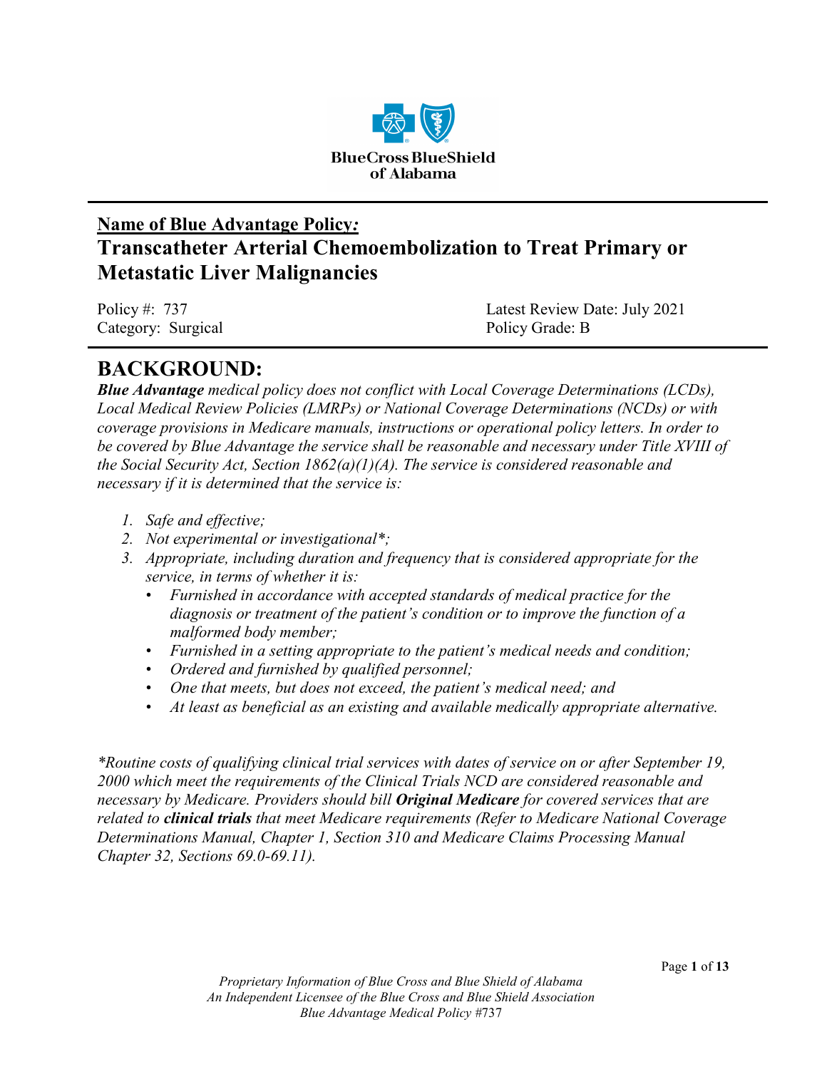**Name of Blue Advantage Policy:**

# Transcatheter Arterial Chemoembolization to Treat Primary or Metastatic Liver Malignancies

Policy #: 737
Category: Surgical

Latest Review Date: July 2021
Policy Grade: B

## BACKGROUND:

***Blue Advantage*** *medical policy does not conflict with Local Coverage Determinations (LCDs), Local Medical Review Policies (LMRPs) or National Coverage Determinations (NCDs) or with coverage provisions in Medicare manuals, instructions or operational policy letters. In order to be covered by Blue Advantage the service shall be reasonable and necessary under Title XVIII of the Social Security Act, Section 1862(a)(1)(A). The service is considered reasonable and necessary if it is determined that the service is:*

1. *Safe and effective;*
2. *Not experimental or investigational*;*
3. *Appropriate, including duration and frequency that is considered appropriate for the service, in terms of whether it is:*
   - *Furnished in accordance with accepted standards of medical practice for the diagnosis or treatment of the patient's condition or to improve the function of a malformed body member;*
   - *Furnished in a setting appropriate to the patient's medical needs and condition;*
   - *Ordered and furnished by qualified personnel;*
   - *One that meets, but does not exceed, the patient's medical need; and*
   - *At least as beneficial as an existing and available medically appropriate alternative.*

**Routine costs of qualifying clinical trial services with dates of service on or after September 19, 2000 which meet the requirements of the Clinical Trials NCD are considered reasonable and necessary by Medicare. Providers should bill* ***Original Medicare*** *for covered services that are related to* ***clinical trials*** *that meet Medicare requirements (Refer to Medicare National Coverage Determinations Manual, Chapter 1, Section 310 and Medicare Claims Processing Manual Chapter 32, Sections 69.0-69.11).*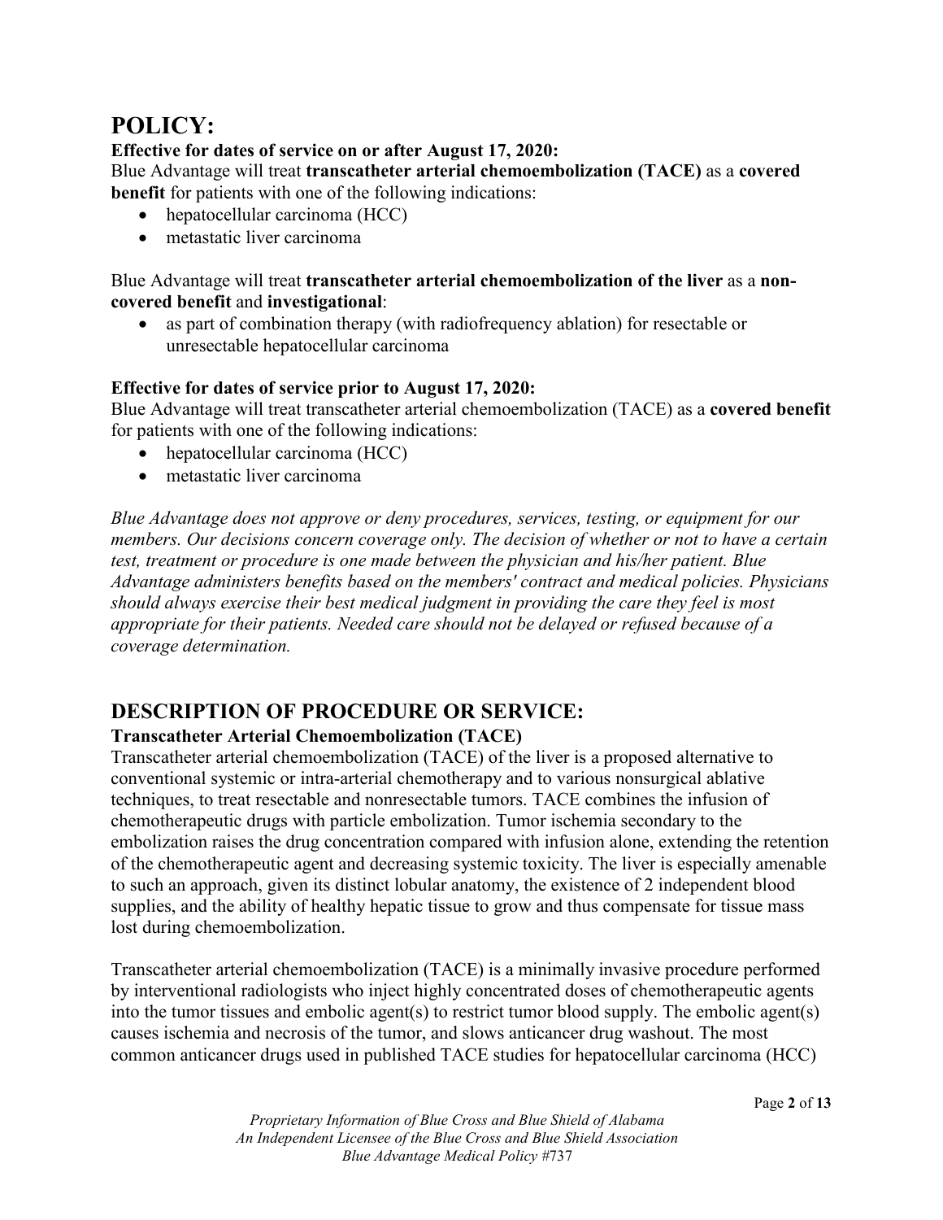# POLICY:

**Effective for dates of service on or after August 17, 2020:**

Blue Advantage will treat **transcatheter arterial chemoembolization (TACE)** as a **covered benefit** for patients with one of the following indications:

- hepatocellular carcinoma (HCC)
- metastatic liver carcinoma

Blue Advantage will treat **transcatheter arterial chemoembolization of the liver** as a **non-covered benefit** and **investigational**:

- as part of combination therapy (with radiofrequency ablation) for resectable or unresectable hepatocellular carcinoma

**Effective for dates of service prior to August 17, 2020:**

Blue Advantage will treat transcatheter arterial chemoembolization (TACE) as a **covered benefit** for patients with one of the following indications:

- hepatocellular carcinoma (HCC)
- metastatic liver carcinoma

*Blue Advantage does not approve or deny procedures, services, testing, or equipment for our members. Our decisions concern coverage only. The decision of whether or not to have a certain test, treatment or procedure is one made between the physician and his/her patient. Blue Advantage administers benefits based on the members' contract and medical policies. Physicians should always exercise their best medical judgment in providing the care they feel is most appropriate for their patients. Needed care should not be delayed or refused because of a coverage determination.*

# DESCRIPTION OF PROCEDURE OR SERVICE:

**Transcatheter Arterial Chemoembolization (TACE)**

Transcatheter arterial chemoembolization (TACE) of the liver is a proposed alternative to conventional systemic or intra-arterial chemotherapy and to various nonsurgical ablative techniques, to treat resectable and nonresectable tumors. TACE combines the infusion of chemotherapeutic drugs with particle embolization. Tumor ischemia secondary to the embolization raises the drug concentration compared with infusion alone, extending the retention of the chemotherapeutic agent and decreasing systemic toxicity. The liver is especially amenable to such an approach, given its distinct lobular anatomy, the existence of 2 independent blood supplies, and the ability of healthy hepatic tissue to grow and thus compensate for tissue mass lost during chemoembolization.

Transcatheter arterial chemoembolization (TACE) is a minimally invasive procedure performed by interventional radiologists who inject highly concentrated doses of chemotherapeutic agents into the tumor tissues and embolic agent(s) to restrict tumor blood supply. The embolic agent(s) causes ischemia and necrosis of the tumor, and slows anticancer drug washout. The most common anticancer drugs used in published TACE studies for hepatocellular carcinoma (HCC)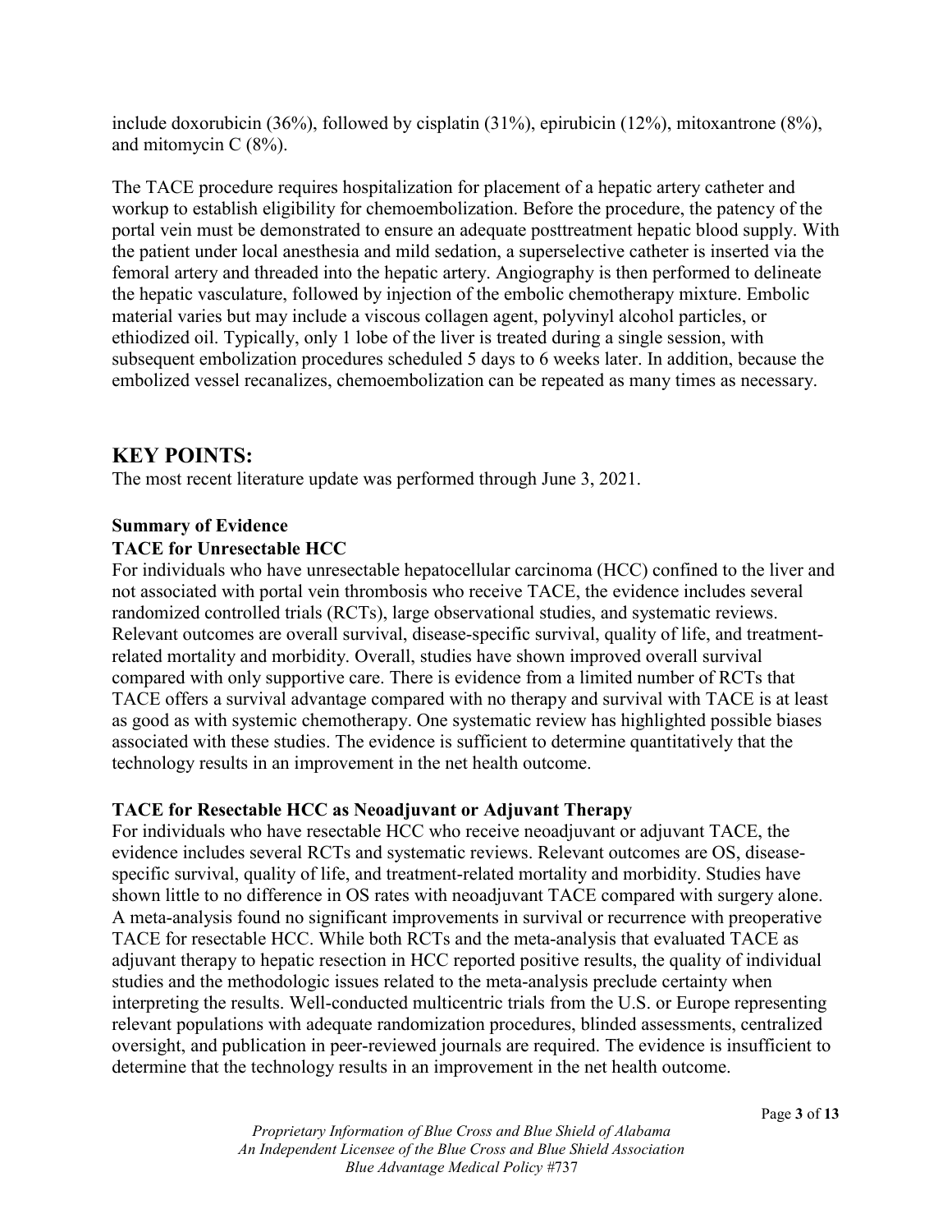include doxorubicin (36%), followed by cisplatin (31%), epirubicin (12%), mitoxantrone (8%), and mitomycin C (8%).

The TACE procedure requires hospitalization for placement of a hepatic artery catheter and workup to establish eligibility for chemoembolization. Before the procedure, the patency of the portal vein must be demonstrated to ensure an adequate posttreatment hepatic blood supply. With the patient under local anesthesia and mild sedation, a superselective catheter is inserted via the femoral artery and threaded into the hepatic artery. Angiography is then performed to delineate the hepatic vasculature, followed by injection of the embolic chemotherapy mixture. Embolic material varies but may include a viscous collagen agent, polyvinyl alcohol particles, or ethiodized oil. Typically, only 1 lobe of the liver is treated during a single session, with subsequent embolization procedures scheduled 5 days to 6 weeks later. In addition, because the embolized vessel recanalizes, chemoembolization can be repeated as many times as necessary.

## KEY POINTS:

The most recent literature update was performed through June 3, 2021.

### Summary of Evidence

#### TACE for Unresectable HCC

For individuals who have unresectable hepatocellular carcinoma (HCC) confined to the liver and not associated with portal vein thrombosis who receive TACE, the evidence includes several randomized controlled trials (RCTs), large observational studies, and systematic reviews. Relevant outcomes are overall survival, disease-specific survival, quality of life, and treatment-related mortality and morbidity. Overall, studies have shown improved overall survival compared with only supportive care. There is evidence from a limited number of RCTs that TACE offers a survival advantage compared with no therapy and survival with TACE is at least as good as with systemic chemotherapy. One systematic review has highlighted possible biases associated with these studies. The evidence is sufficient to determine quantitatively that the technology results in an improvement in the net health outcome.

#### TACE for Resectable HCC as Neoadjuvant or Adjuvant Therapy

For individuals who have resectable HCC who receive neoadjuvant or adjuvant TACE, the evidence includes several RCTs and systematic reviews. Relevant outcomes are OS, disease-specific survival, quality of life, and treatment-related mortality and morbidity. Studies have shown little to no difference in OS rates with neoadjuvant TACE compared with surgery alone. A meta-analysis found no significant improvements in survival or recurrence with preoperative TACE for resectable HCC. While both RCTs and the meta-analysis that evaluated TACE as adjuvant therapy to hepatic resection in HCC reported positive results, the quality of individual studies and the methodologic issues related to the meta-analysis preclude certainty when interpreting the results. Well-conducted multicentric trials from the U.S. or Europe representing relevant populations with adequate randomization procedures, blinded assessments, centralized oversight, and publication in peer-reviewed journals are required. The evidence is insufficient to determine that the technology results in an improvement in the net health outcome.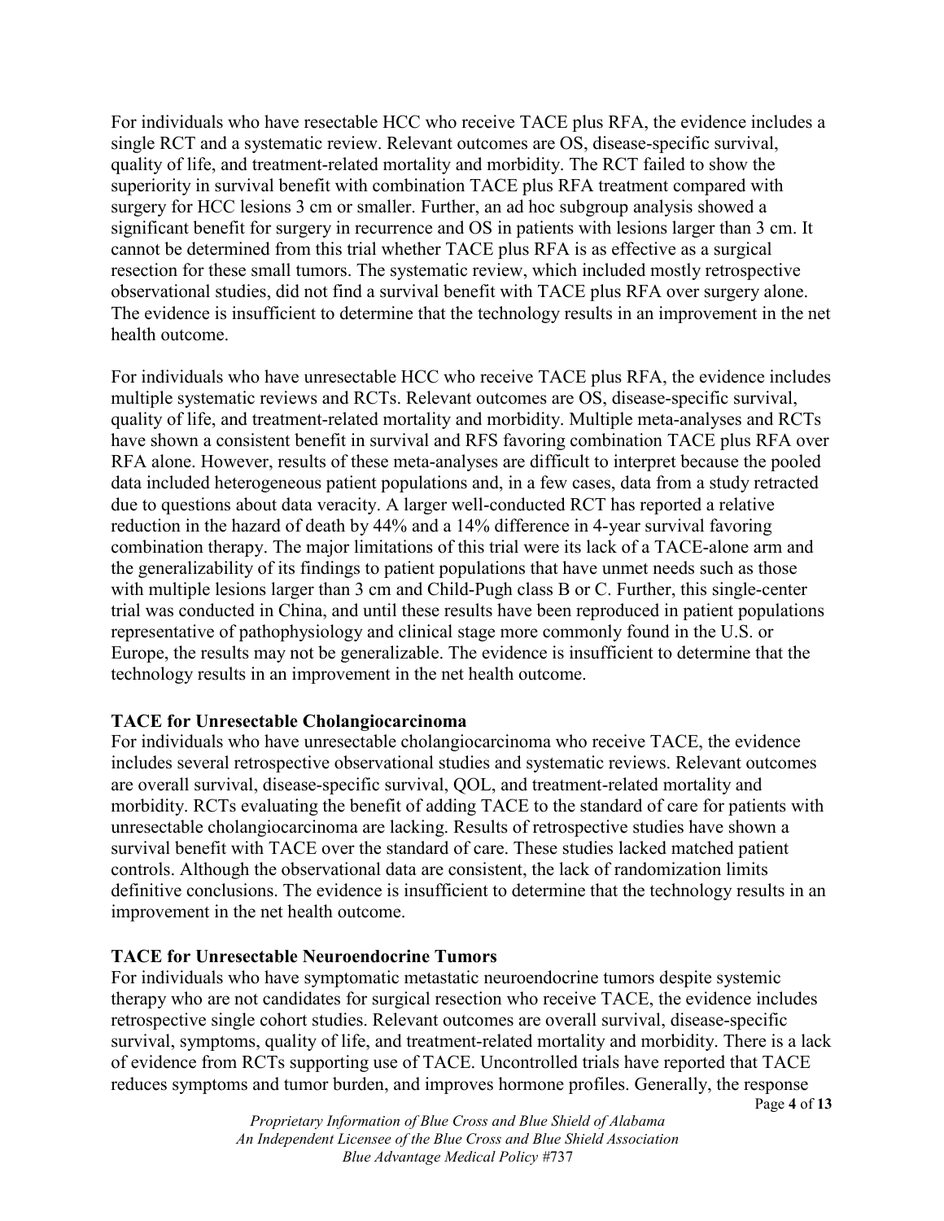For individuals who have resectable HCC who receive TACE plus RFA, the evidence includes a single RCT and a systematic review. Relevant outcomes are OS, disease-specific survival, quality of life, and treatment-related mortality and morbidity. The RCT failed to show the superiority in survival benefit with combination TACE plus RFA treatment compared with surgery for HCC lesions 3 cm or smaller. Further, an ad hoc subgroup analysis showed a significant benefit for surgery in recurrence and OS in patients with lesions larger than 3 cm. It cannot be determined from this trial whether TACE plus RFA is as effective as a surgical resection for these small tumors. The systematic review, which included mostly retrospective observational studies, did not find a survival benefit with TACE plus RFA over surgery alone. The evidence is insufficient to determine that the technology results in an improvement in the net health outcome.

For individuals who have unresectable HCC who receive TACE plus RFA, the evidence includes multiple systematic reviews and RCTs. Relevant outcomes are OS, disease-specific survival, quality of life, and treatment-related mortality and morbidity. Multiple meta-analyses and RCTs have shown a consistent benefit in survival and RFS favoring combination TACE plus RFA over RFA alone. However, results of these meta-analyses are difficult to interpret because the pooled data included heterogeneous patient populations and, in a few cases, data from a study retracted due to questions about data veracity. A larger well-conducted RCT has reported a relative reduction in the hazard of death by 44% and a 14% difference in 4-year survival favoring combination therapy. The major limitations of this trial were its lack of a TACE-alone arm and the generalizability of its findings to patient populations that have unmet needs such as those with multiple lesions larger than 3 cm and Child-Pugh class B or C. Further, this single-center trial was conducted in China, and until these results have been reproduced in patient populations representative of pathophysiology and clinical stage more commonly found in the U.S. or Europe, the results may not be generalizable. The evidence is insufficient to determine that the technology results in an improvement in the net health outcome.

**TACE for Unresectable Cholangiocarcinoma**

For individuals who have unresectable cholangiocarcinoma who receive TACE, the evidence includes several retrospective observational studies and systematic reviews. Relevant outcomes are overall survival, disease-specific survival, QOL, and treatment-related mortality and morbidity. RCTs evaluating the benefit of adding TACE to the standard of care for patients with unresectable cholangiocarcinoma are lacking. Results of retrospective studies have shown a survival benefit with TACE over the standard of care. These studies lacked matched patient controls. Although the observational data are consistent, the lack of randomization limits definitive conclusions. The evidence is insufficient to determine that the technology results in an improvement in the net health outcome.

**TACE for Unresectable Neuroendocrine Tumors**

For individuals who have symptomatic metastatic neuroendocrine tumors despite systemic therapy who are not candidates for surgical resection who receive TACE, the evidence includes retrospective single cohort studies. Relevant outcomes are overall survival, disease-specific survival, symptoms, quality of life, and treatment-related mortality and morbidity. There is a lack of evidence from RCTs supporting use of TACE. Uncontrolled trials have reported that TACE reduces symptoms and tumor burden, and improves hormone profiles. Generally, the response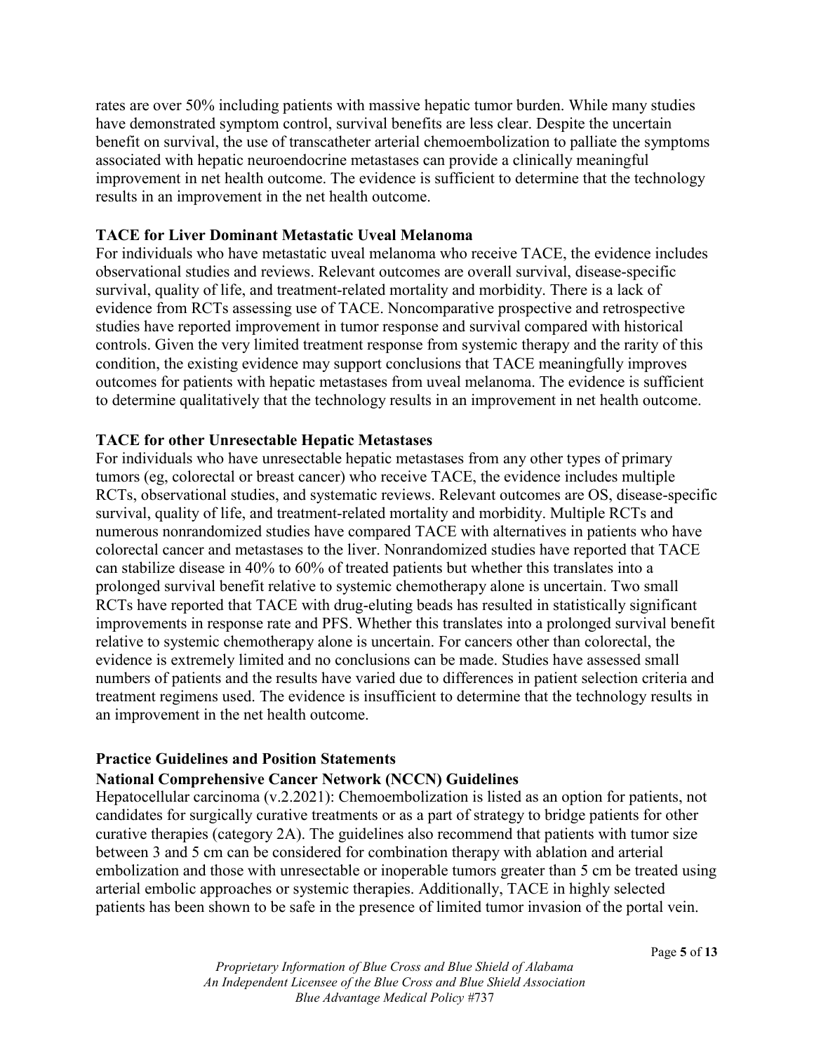rates are over 50% including patients with massive hepatic tumor burden. While many studies have demonstrated symptom control, survival benefits are less clear. Despite the uncertain benefit on survival, the use of transcatheter arterial chemoembolization to palliate the symptoms associated with hepatic neuroendocrine metastases can provide a clinically meaningful improvement in net health outcome. The evidence is sufficient to determine that the technology results in an improvement in the net health outcome.

**TACE for Liver Dominant Metastatic Uveal Melanoma**

For individuals who have metastatic uveal melanoma who receive TACE, the evidence includes observational studies and reviews. Relevant outcomes are overall survival, disease-specific survival, quality of life, and treatment-related mortality and morbidity. There is a lack of evidence from RCTs assessing use of TACE. Noncomparative prospective and retrospective studies have reported improvement in tumor response and survival compared with historical controls. Given the very limited treatment response from systemic therapy and the rarity of this condition, the existing evidence may support conclusions that TACE meaningfully improves outcomes for patients with hepatic metastases from uveal melanoma. The evidence is sufficient to determine qualitatively that the technology results in an improvement in net health outcome.

**TACE for other Unresectable Hepatic Metastases**

For individuals who have unresectable hepatic metastases from any other types of primary tumors (eg, colorectal or breast cancer) who receive TACE, the evidence includes multiple RCTs, observational studies, and systematic reviews. Relevant outcomes are OS, disease-specific survival, quality of life, and treatment-related mortality and morbidity. Multiple RCTs and numerous nonrandomized studies have compared TACE with alternatives in patients who have colorectal cancer and metastases to the liver. Nonrandomized studies have reported that TACE can stabilize disease in 40% to 60% of treated patients but whether this translates into a prolonged survival benefit relative to systemic chemotherapy alone is uncertain. Two small RCTs have reported that TACE with drug-eluting beads has resulted in statistically significant improvements in response rate and PFS. Whether this translates into a prolonged survival benefit relative to systemic chemotherapy alone is uncertain. For cancers other than colorectal, the evidence is extremely limited and no conclusions can be made. Studies have assessed small numbers of patients and the results have varied due to differences in patient selection criteria and treatment regimens used. The evidence is insufficient to determine that the technology results in an improvement in the net health outcome.

**Practice Guidelines and Position Statements**

**National Comprehensive Cancer Network (NCCN) Guidelines**

Hepatocellular carcinoma (v.2.2021): Chemoembolization is listed as an option for patients, not candidates for surgically curative treatments or as a part of strategy to bridge patients for other curative therapies (category 2A). The guidelines also recommend that patients with tumor size between 3 and 5 cm can be considered for combination therapy with ablation and arterial embolization and those with unresectable or inoperable tumors greater than 5 cm be treated using arterial embolic approaches or systemic therapies. Additionally, TACE in highly selected patients has been shown to be safe in the presence of limited tumor invasion of the portal vein.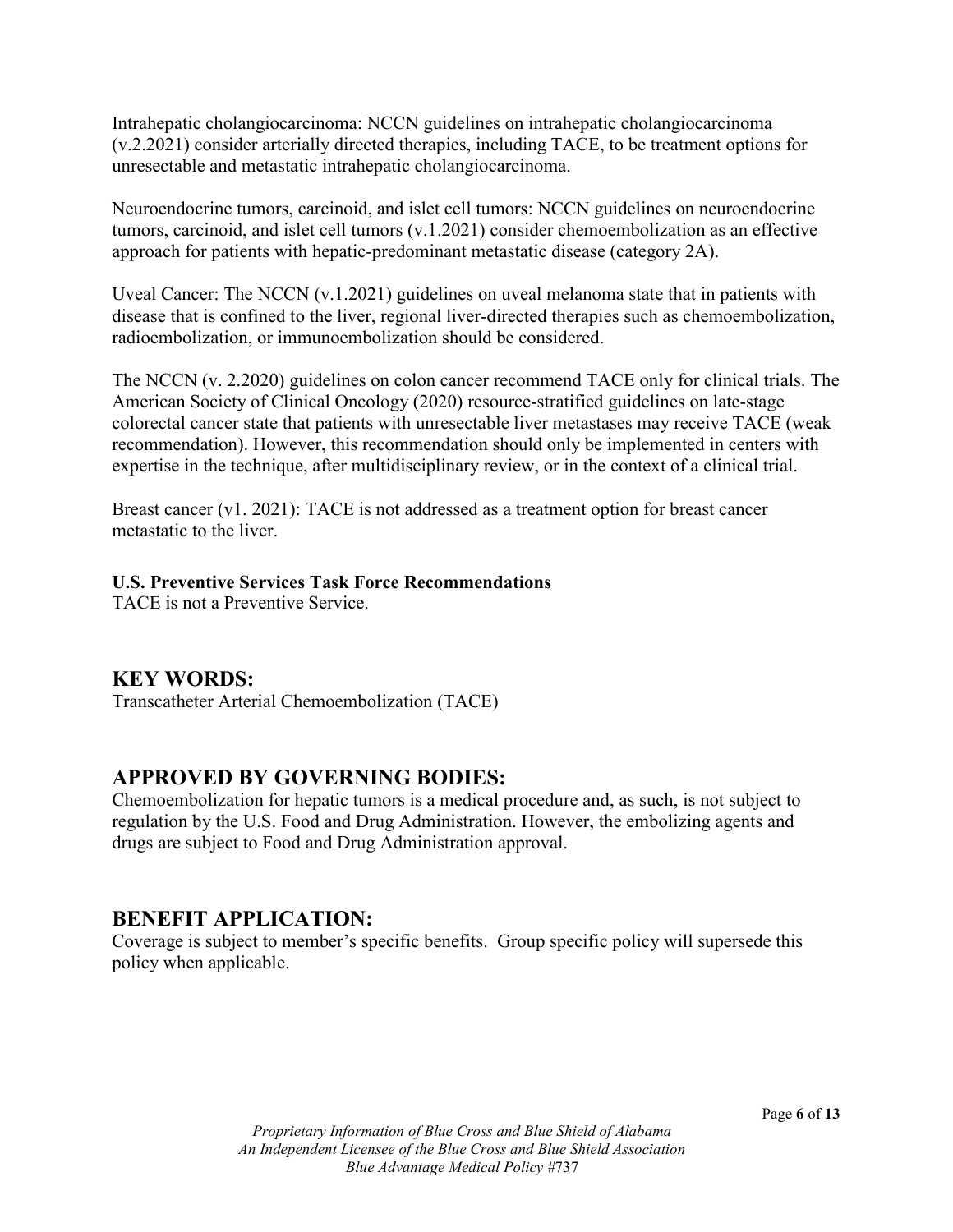Intrahepatic cholangiocarcinoma: NCCN guidelines on intrahepatic cholangiocarcinoma (v.2.2021) consider arterially directed therapies, including TACE, to be treatment options for unresectable and metastatic intrahepatic cholangiocarcinoma.

Neuroendocrine tumors, carcinoid, and islet cell tumors: NCCN guidelines on neuroendocrine tumors, carcinoid, and islet cell tumors (v.1.2021) consider chemoembolization as an effective approach for patients with hepatic-predominant metastatic disease (category 2A).

Uveal Cancer: The NCCN (v.1.2021) guidelines on uveal melanoma state that in patients with disease that is confined to the liver, regional liver-directed therapies such as chemoembolization, radioembolization, or immunoembolization should be considered.

The NCCN (v. 2.2020) guidelines on colon cancer recommend TACE only for clinical trials. The American Society of Clinical Oncology (2020) resource-stratified guidelines on late-stage colorectal cancer state that patients with unresectable liver metastases may receive TACE (weak recommendation). However, this recommendation should only be implemented in centers with expertise in the technique, after multidisciplinary review, or in the context of a clinical trial.

Breast cancer (v1. 2021): TACE is not addressed as a treatment option for breast cancer metastatic to the liver.

**U.S. Preventive Services Task Force Recommendations**

TACE is not a Preventive Service.

## KEY WORDS:

Transcatheter Arterial Chemoembolization (TACE)

## APPROVED BY GOVERNING BODIES:

Chemoembolization for hepatic tumors is a medical procedure and, as such, is not subject to regulation by the U.S. Food and Drug Administration. However, the embolizing agents and drugs are subject to Food and Drug Administration approval.

## BENEFIT APPLICATION:

Coverage is subject to member's specific benefits. Group specific policy will supersede this policy when applicable.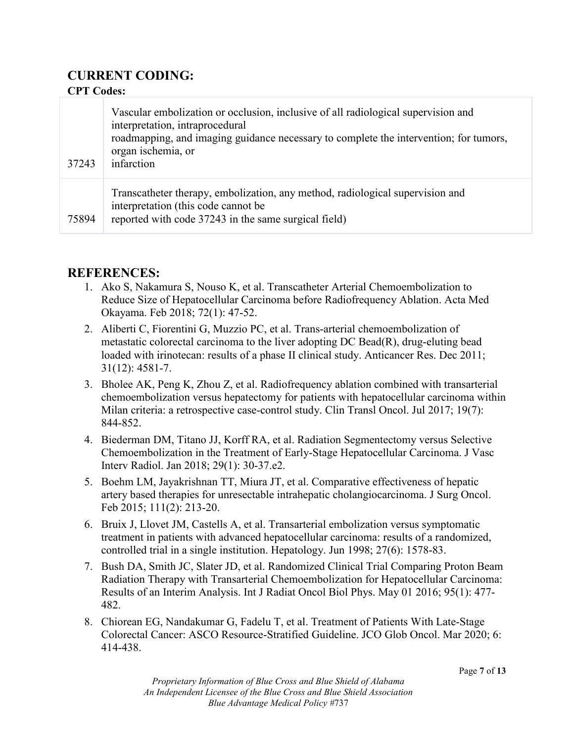## CURRENT CODING:

**CPT Codes:**

| | |
|---|---|
| 37243 | Vascular embolization or occlusion, inclusive of all radiological supervision and interpretation, intraprocedural roadmapping, and imaging guidance necessary to complete the intervention; for tumors, organ ischemia, or infarction |
| 75894 | Transcatheter therapy, embolization, any method, radiological supervision and interpretation (this code cannot be reported with code 37243 in the same surgical field) |

## REFERENCES:

1. Ako S, Nakamura S, Nouso K, et al. Transcatheter Arterial Chemoembolization to Reduce Size of Hepatocellular Carcinoma before Radiofrequency Ablation. Acta Med Okayama. Feb 2018; 72(1): 47-52.
2. Aliberti C, Fiorentini G, Muzzio PC, et al. Trans-arterial chemoembolization of metastatic colorectal carcinoma to the liver adopting DC Bead(R), drug-eluting bead loaded with irinotecan: results of a phase II clinical study. Anticancer Res. Dec 2011; 31(12): 4581-7.
3. Bholee AK, Peng K, Zhou Z, et al. Radiofrequency ablation combined with transarterial chemoembolization versus hepatectomy for patients with hepatocellular carcinoma within Milan criteria: a retrospective case-control study. Clin Transl Oncol. Jul 2017; 19(7): 844-852.
4. Biederman DM, Titano JJ, Korff RA, et al. Radiation Segmentectomy versus Selective Chemoembolization in the Treatment of Early-Stage Hepatocellular Carcinoma. J Vasc Interv Radiol. Jan 2018; 29(1): 30-37.e2.
5. Boehm LM, Jayakrishnan TT, Miura JT, et al. Comparative effectiveness of hepatic artery based therapies for unresectable intrahepatic cholangiocarcinoma. J Surg Oncol. Feb 2015; 111(2): 213-20.
6. Bruix J, Llovet JM, Castells A, et al. Transarterial embolization versus symptomatic treatment in patients with advanced hepatocellular carcinoma: results of a randomized, controlled trial in a single institution. Hepatology. Jun 1998; 27(6): 1578-83.
7. Bush DA, Smith JC, Slater JD, et al. Randomized Clinical Trial Comparing Proton Beam Radiation Therapy with Transarterial Chemoembolization for Hepatocellular Carcinoma: Results of an Interim Analysis. Int J Radiat Oncol Biol Phys. May 01 2016; 95(1): 477-482.
8. Chiorean EG, Nandakumar G, Fadelu T, et al. Treatment of Patients With Late-Stage Colorectal Cancer: ASCO Resource-Stratified Guideline. JCO Glob Oncol. Mar 2020; 6: 414-438.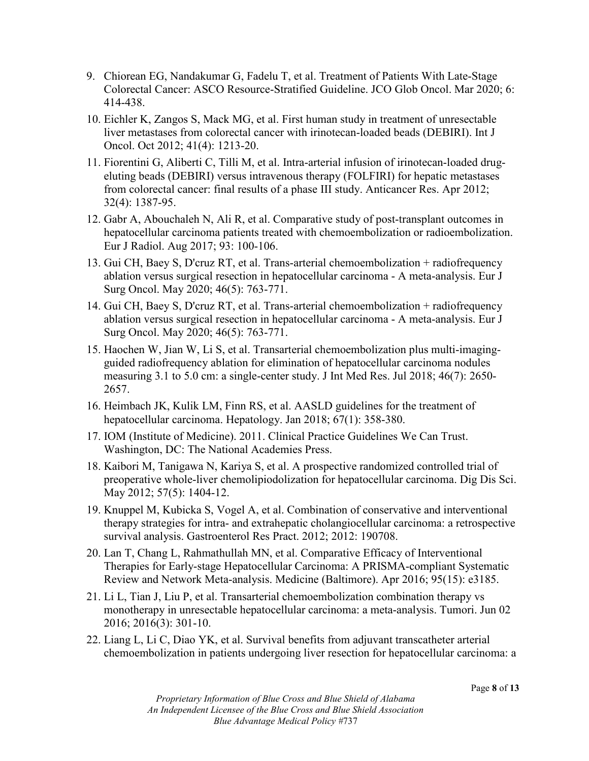9. Chiorean EG, Nandakumar G, Fadelu T, et al. Treatment of Patients With Late-Stage Colorectal Cancer: ASCO Resource-Stratified Guideline. JCO Glob Oncol. Mar 2020; 6: 414-438.
10. Eichler K, Zangos S, Mack MG, et al. First human study in treatment of unresectable liver metastases from colorectal cancer with irinotecan-loaded beads (DEBIRI). Int J Oncol. Oct 2012; 41(4): 1213-20.
11. Fiorentini G, Aliberti C, Tilli M, et al. Intra-arterial infusion of irinotecan-loaded drug-eluting beads (DEBIRI) versus intravenous therapy (FOLFIRI) for hepatic metastases from colorectal cancer: final results of a phase III study. Anticancer Res. Apr 2012; 32(4): 1387-95.
12. Gabr A, Abouchaleh N, Ali R, et al. Comparative study of post-transplant outcomes in hepatocellular carcinoma patients treated with chemoembolization or radioembolization. Eur J Radiol. Aug 2017; 93: 100-106.
13. Gui CH, Baey S, D'cruz RT, et al. Trans-arterial chemoembolization + radiofrequency ablation versus surgical resection in hepatocellular carcinoma - A meta-analysis. Eur J Surg Oncol. May 2020; 46(5): 763-771.
14. Gui CH, Baey S, D'cruz RT, et al. Trans-arterial chemoembolization + radiofrequency ablation versus surgical resection in hepatocellular carcinoma - A meta-analysis. Eur J Surg Oncol. May 2020; 46(5): 763-771.
15. Haochen W, Jian W, Li S, et al. Transarterial chemoembolization plus multi-imaging-guided radiofrequency ablation for elimination of hepatocellular carcinoma nodules measuring 3.1 to 5.0 cm: a single-center study. J Int Med Res. Jul 2018; 46(7): 2650-2657.
16. Heimbach JK, Kulik LM, Finn RS, et al. AASLD guidelines for the treatment of hepatocellular carcinoma. Hepatology. Jan 2018; 67(1): 358-380.
17. IOM (Institute of Medicine). 2011. Clinical Practice Guidelines We Can Trust. Washington, DC: The National Academies Press.
18. Kaibori M, Tanigawa N, Kariya S, et al. A prospective randomized controlled trial of preoperative whole-liver chemolipiodolization for hepatocellular carcinoma. Dig Dis Sci. May 2012; 57(5): 1404-12.
19. Knuppel M, Kubicka S, Vogel A, et al. Combination of conservative and interventional therapy strategies for intra- and extrahepatic cholangiocellular carcinoma: a retrospective survival analysis. Gastroenterol Res Pract. 2012; 2012: 190708.
20. Lan T, Chang L, Rahmathullah MN, et al. Comparative Efficacy of Interventional Therapies for Early-stage Hepatocellular Carcinoma: A PRISMA-compliant Systematic Review and Network Meta-analysis. Medicine (Baltimore). Apr 2016; 95(15): e3185.
21. Li L, Tian J, Liu P, et al. Transarterial chemoembolization combination therapy vs monotherapy in unresectable hepatocellular carcinoma: a meta-analysis. Tumori. Jun 02 2016; 2016(3): 301-10.
22. Liang L, Li C, Diao YK, et al. Survival benefits from adjuvant transcatheter arterial chemoembolization in patients undergoing liver resection for hepatocellular carcinoma: a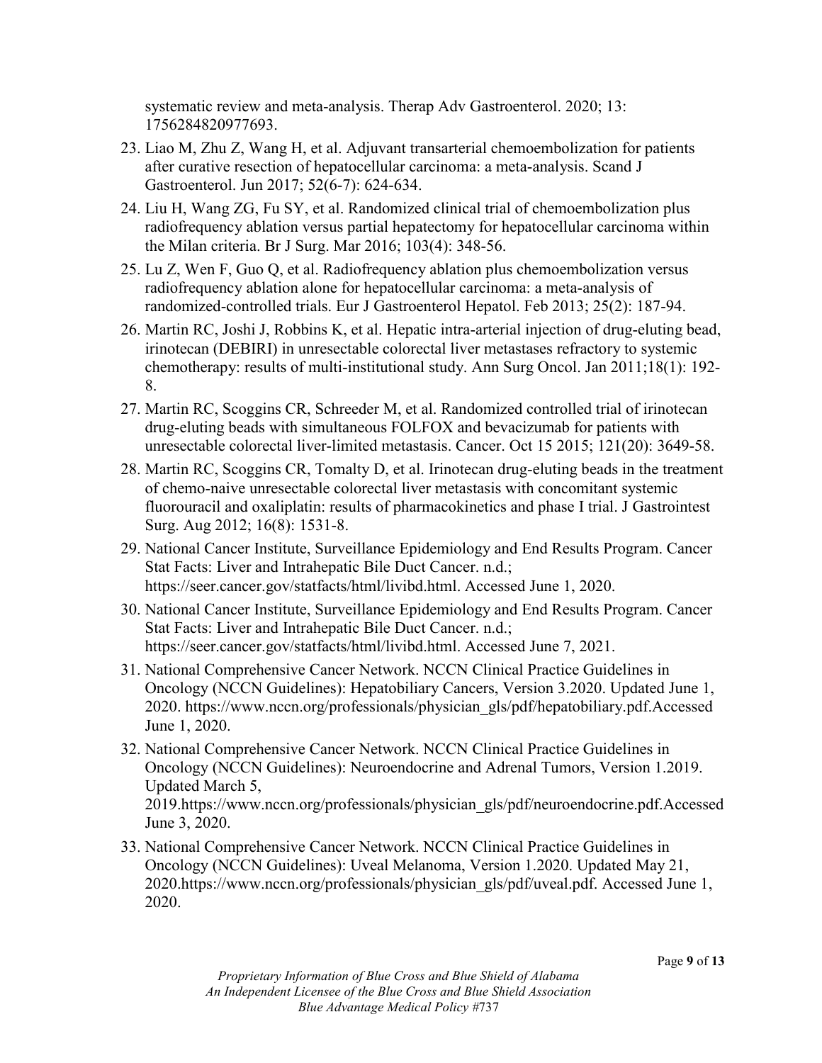systematic review and meta-analysis. Therap Adv Gastroenterol. 2020; 13: 1756284820977693.

23. Liao M, Zhu Z, Wang H, et al. Adjuvant transarterial chemoembolization for patients after curative resection of hepatocellular carcinoma: a meta-analysis. Scand J Gastroenterol. Jun 2017; 52(6-7): 624-634.
24. Liu H, Wang ZG, Fu SY, et al. Randomized clinical trial of chemoembolization plus radiofrequency ablation versus partial hepatectomy for hepatocellular carcinoma within the Milan criteria. Br J Surg. Mar 2016; 103(4): 348-56.
25. Lu Z, Wen F, Guo Q, et al. Radiofrequency ablation plus chemoembolization versus radiofrequency ablation alone for hepatocellular carcinoma: a meta-analysis of randomized-controlled trials. Eur J Gastroenterol Hepatol. Feb 2013; 25(2): 187-94.
26. Martin RC, Joshi J, Robbins K, et al. Hepatic intra-arterial injection of drug-eluting bead, irinotecan (DEBIRI) in unresectable colorectal liver metastases refractory to systemic chemotherapy: results of multi-institutional study. Ann Surg Oncol. Jan 2011;18(1): 192-8.
27. Martin RC, Scoggins CR, Schreeder M, et al. Randomized controlled trial of irinotecan drug-eluting beads with simultaneous FOLFOX and bevacizumab for patients with unresectable colorectal liver-limited metastasis. Cancer. Oct 15 2015; 121(20): 3649-58.
28. Martin RC, Scoggins CR, Tomalty D, et al. Irinotecan drug-eluting beads in the treatment of chemo-naive unresectable colorectal liver metastasis with concomitant systemic fluorouracil and oxaliplatin: results of pharmacokinetics and phase I trial. J Gastrointest Surg. Aug 2012; 16(8): 1531-8.
29. National Cancer Institute, Surveillance Epidemiology and End Results Program. Cancer Stat Facts: Liver and Intrahepatic Bile Duct Cancer. n.d.; https://seer.cancer.gov/statfacts/html/livibd.html. Accessed June 1, 2020.
30. National Cancer Institute, Surveillance Epidemiology and End Results Program. Cancer Stat Facts: Liver and Intrahepatic Bile Duct Cancer. n.d.; https://seer.cancer.gov/statfacts/html/livibd.html. Accessed June 7, 2021.
31. National Comprehensive Cancer Network. NCCN Clinical Practice Guidelines in Oncology (NCCN Guidelines): Hepatobiliary Cancers, Version 3.2020. Updated June 1, 2020. https://www.nccn.org/professionals/physician_gls/pdf/hepatobiliary.pdf.Accessed June 1, 2020.
32. National Comprehensive Cancer Network. NCCN Clinical Practice Guidelines in Oncology (NCCN Guidelines): Neuroendocrine and Adrenal Tumors, Version 1.2019. Updated March 5, 2019.https://www.nccn.org/professionals/physician_gls/pdf/neuroendocrine.pdf.Accessed June 3, 2020.
33. National Comprehensive Cancer Network. NCCN Clinical Practice Guidelines in Oncology (NCCN Guidelines): Uveal Melanoma, Version 1.2020. Updated May 21, 2020.https://www.nccn.org/professionals/physician_gls/pdf/uveal.pdf. Accessed June 1, 2020.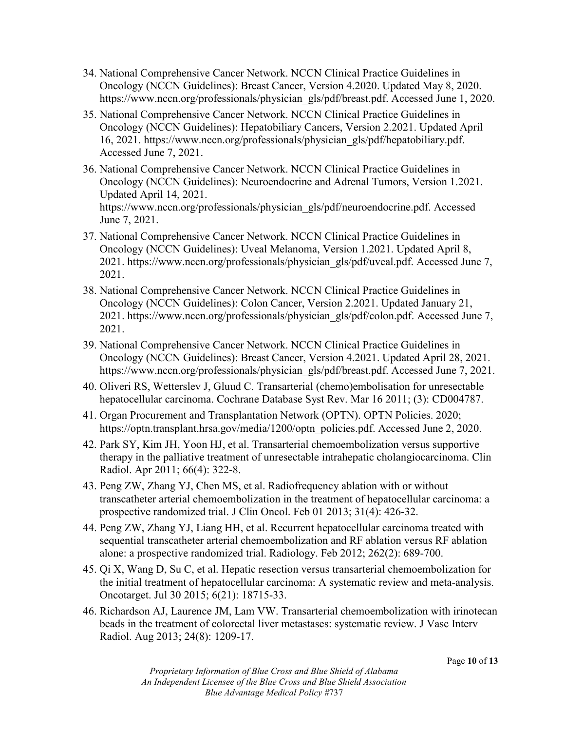34. National Comprehensive Cancer Network. NCCN Clinical Practice Guidelines in Oncology (NCCN Guidelines): Breast Cancer, Version 4.2020. Updated May 8, 2020. https://www.nccn.org/professionals/physician_gls/pdf/breast.pdf. Accessed June 1, 2020.
35. National Comprehensive Cancer Network. NCCN Clinical Practice Guidelines in Oncology (NCCN Guidelines): Hepatobiliary Cancers, Version 2.2021. Updated April 16, 2021. https://www.nccn.org/professionals/physician_gls/pdf/hepatobiliary.pdf. Accessed June 7, 2021.
36. National Comprehensive Cancer Network. NCCN Clinical Practice Guidelines in Oncology (NCCN Guidelines): Neuroendocrine and Adrenal Tumors, Version 1.2021. Updated April 14, 2021. https://www.nccn.org/professionals/physician_gls/pdf/neuroendocrine.pdf. Accessed June 7, 2021.
37. National Comprehensive Cancer Network. NCCN Clinical Practice Guidelines in Oncology (NCCN Guidelines): Uveal Melanoma, Version 1.2021. Updated April 8, 2021. https://www.nccn.org/professionals/physician_gls/pdf/uveal.pdf. Accessed June 7, 2021.
38. National Comprehensive Cancer Network. NCCN Clinical Practice Guidelines in Oncology (NCCN Guidelines): Colon Cancer, Version 2.2021. Updated January 21, 2021. https://www.nccn.org/professionals/physician_gls/pdf/colon.pdf. Accessed June 7, 2021.
39. National Comprehensive Cancer Network. NCCN Clinical Practice Guidelines in Oncology (NCCN Guidelines): Breast Cancer, Version 4.2021. Updated April 28, 2021. https://www.nccn.org/professionals/physician_gls/pdf/breast.pdf. Accessed June 7, 2021.
40. Oliveri RS, Wetterslev J, Gluud C. Transarterial (chemo)embolisation for unresectable hepatocellular carcinoma. Cochrane Database Syst Rev. Mar 16 2011; (3): CD004787.
41. Organ Procurement and Transplantation Network (OPTN). OPTN Policies. 2020; https://optn.transplant.hrsa.gov/media/1200/optn_policies.pdf. Accessed June 2, 2020.
42. Park SY, Kim JH, Yoon HJ, et al. Transarterial chemoembolization versus supportive therapy in the palliative treatment of unresectable intrahepatic cholangiocarcinoma. Clin Radiol. Apr 2011; 66(4): 322-8.
43. Peng ZW, Zhang YJ, Chen MS, et al. Radiofrequency ablation with or without transcatheter arterial chemoembolization in the treatment of hepatocellular carcinoma: a prospective randomized trial. J Clin Oncol. Feb 01 2013; 31(4): 426-32.
44. Peng ZW, Zhang YJ, Liang HH, et al. Recurrent hepatocellular carcinoma treated with sequential transcatheter arterial chemoembolization and RF ablation versus RF ablation alone: a prospective randomized trial. Radiology. Feb 2012; 262(2): 689-700.
45. Qi X, Wang D, Su C, et al. Hepatic resection versus transarterial chemoembolization for the initial treatment of hepatocellular carcinoma: A systematic review and meta-analysis. Oncotarget. Jul 30 2015; 6(21): 18715-33.
46. Richardson AJ, Laurence JM, Lam VW. Transarterial chemoembolization with irinotecan beads in the treatment of colorectal liver metastases: systematic review. J Vasc Interv Radiol. Aug 2013; 24(8): 1209-17.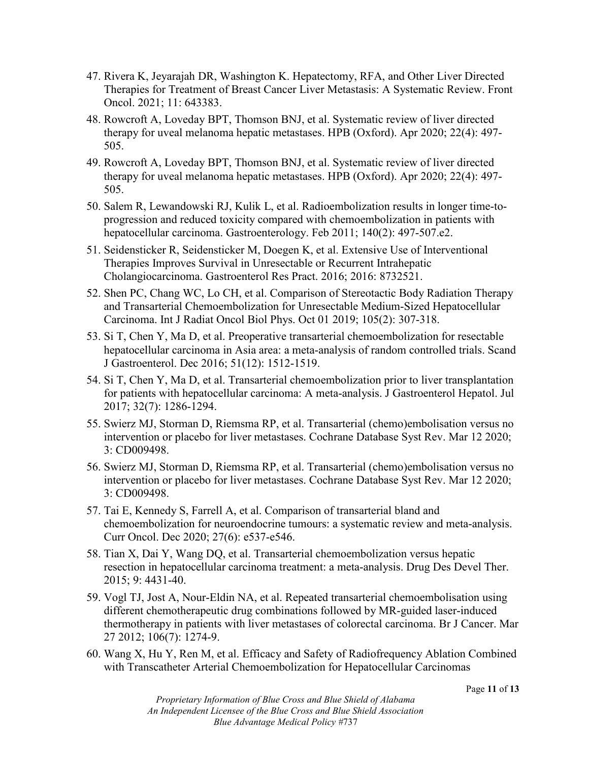47. Rivera K, Jeyarajah DR, Washington K. Hepatectomy, RFA, and Other Liver Directed Therapies for Treatment of Breast Cancer Liver Metastasis: A Systematic Review. Front Oncol. 2021; 11: 643383.
48. Rowcroft A, Loveday BPT, Thomson BNJ, et al. Systematic review of liver directed therapy for uveal melanoma hepatic metastases. HPB (Oxford). Apr 2020; 22(4): 497-505.
49. Rowcroft A, Loveday BPT, Thomson BNJ, et al. Systematic review of liver directed therapy for uveal melanoma hepatic metastases. HPB (Oxford). Apr 2020; 22(4): 497-505.
50. Salem R, Lewandowski RJ, Kulik L, et al. Radioembolization results in longer time-to-progression and reduced toxicity compared with chemoembolization in patients with hepatocellular carcinoma. Gastroenterology. Feb 2011; 140(2): 497-507.e2.
51. Seidensticker R, Seidensticker M, Doegen K, et al. Extensive Use of Interventional Therapies Improves Survival in Unresectable or Recurrent Intrahepatic Cholangiocarcinoma. Gastroenterol Res Pract. 2016; 2016: 8732521.
52. Shen PC, Chang WC, Lo CH, et al. Comparison of Stereotactic Body Radiation Therapy and Transarterial Chemoembolization for Unresectable Medium-Sized Hepatocellular Carcinoma. Int J Radiat Oncol Biol Phys. Oct 01 2019; 105(2): 307-318.
53. Si T, Chen Y, Ma D, et al. Preoperative transarterial chemoembolization for resectable hepatocellular carcinoma in Asia area: a meta-analysis of random controlled trials. Scand J Gastroenterol. Dec 2016; 51(12): 1512-1519.
54. Si T, Chen Y, Ma D, et al. Transarterial chemoembolization prior to liver transplantation for patients with hepatocellular carcinoma: A meta-analysis. J Gastroenterol Hepatol. Jul 2017; 32(7): 1286-1294.
55. Swierz MJ, Storman D, Riemsma RP, et al. Transarterial (chemo)embolisation versus no intervention or placebo for liver metastases. Cochrane Database Syst Rev. Mar 12 2020; 3: CD009498.
56. Swierz MJ, Storman D, Riemsma RP, et al. Transarterial (chemo)embolisation versus no intervention or placebo for liver metastases. Cochrane Database Syst Rev. Mar 12 2020; 3: CD009498.
57. Tai E, Kennedy S, Farrell A, et al. Comparison of transarterial bland and chemoembolization for neuroendocrine tumours: a systematic review and meta-analysis. Curr Oncol. Dec 2020; 27(6): e537-e546.
58. Tian X, Dai Y, Wang DQ, et al. Transarterial chemoembolization versus hepatic resection in hepatocellular carcinoma treatment: a meta-analysis. Drug Des Devel Ther. 2015; 9: 4431-40.
59. Vogl TJ, Jost A, Nour-Eldin NA, et al. Repeated transarterial chemoembolisation using different chemotherapeutic drug combinations followed by MR-guided laser-induced thermotherapy in patients with liver metastases of colorectal carcinoma. Br J Cancer. Mar 27 2012; 106(7): 1274-9.
60. Wang X, Hu Y, Ren M, et al. Efficacy and Safety of Radiofrequency Ablation Combined with Transcatheter Arterial Chemoembolization for Hepatocellular Carcinomas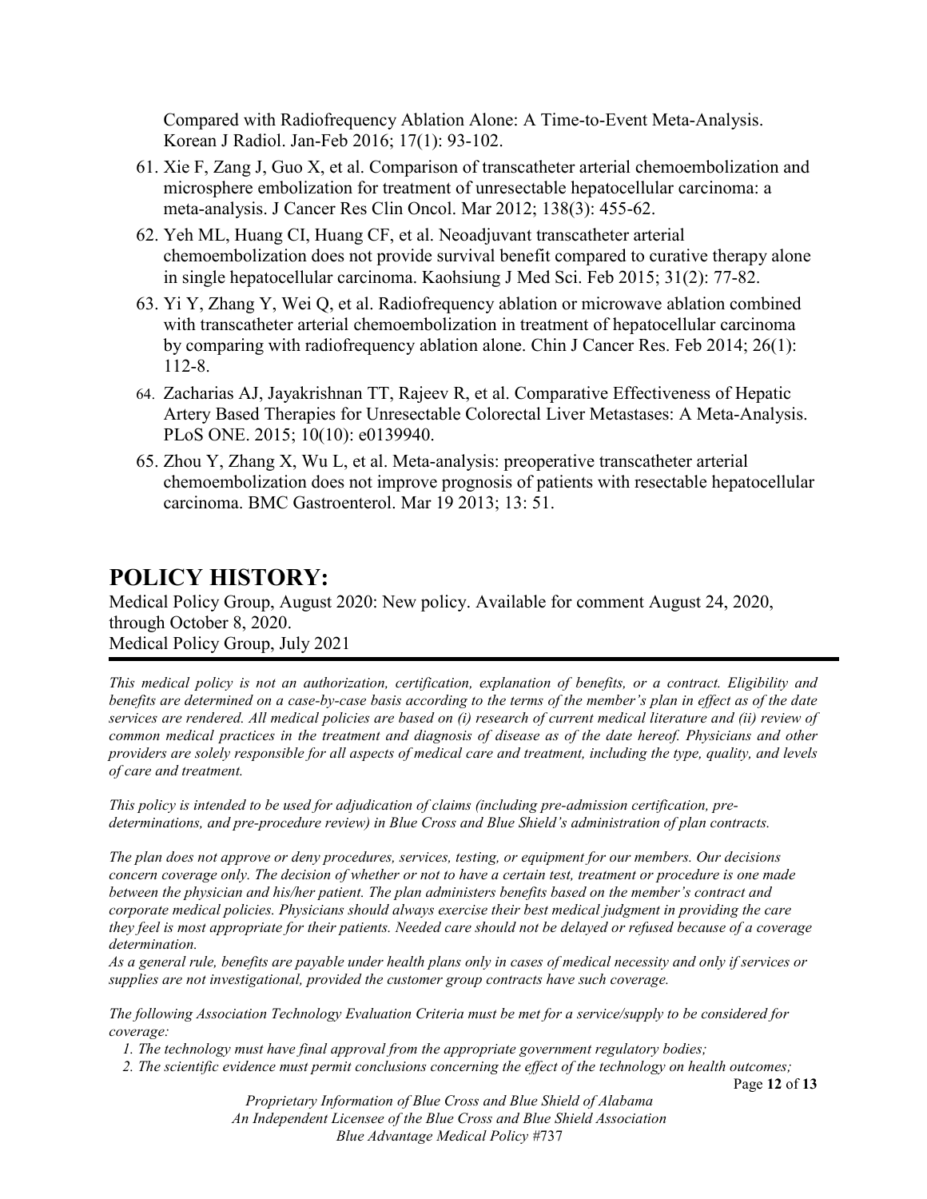Compared with Radiofrequency Ablation Alone: A Time-to-Event Meta-Analysis. Korean J Radiol. Jan-Feb 2016; 17(1): 93-102.

61. Xie F, Zang J, Guo X, et al. Comparison of transcatheter arterial chemoembolization and microsphere embolization for treatment of unresectable hepatocellular carcinoma: a meta-analysis. J Cancer Res Clin Oncol. Mar 2012; 138(3): 455-62.
62. Yeh ML, Huang CI, Huang CF, et al. Neoadjuvant transcatheter arterial chemoembolization does not provide survival benefit compared to curative therapy alone in single hepatocellular carcinoma. Kaohsiung J Med Sci. Feb 2015; 31(2): 77-82.
63. Yi Y, Zhang Y, Wei Q, et al. Radiofrequency ablation or microwave ablation combined with transcatheter arterial chemoembolization in treatment of hepatocellular carcinoma by comparing with radiofrequency ablation alone. Chin J Cancer Res. Feb 2014; 26(1): 112-8.
64. Zacharias AJ, Jayakrishnan TT, Rajeev R, et al. Comparative Effectiveness of Hepatic Artery Based Therapies for Unresectable Colorectal Liver Metastases: A Meta-Analysis. PLoS ONE. 2015; 10(10): e0139940.
65. Zhou Y, Zhang X, Wu L, et al. Meta-analysis: preoperative transcatheter arterial chemoembolization does not improve prognosis of patients with resectable hepatocellular carcinoma. BMC Gastroenterol. Mar 19 2013; 13: 51.

# POLICY HISTORY:

Medical Policy Group, August 2020: New policy. Available for comment August 24, 2020, through October 8, 2020.
Medical Policy Group, July 2021

---

*This medical policy is not an authorization, certification, explanation of benefits, or a contract. Eligibility and benefits are determined on a case-by-case basis according to the terms of the member's plan in effect as of the date services are rendered. All medical policies are based on (i) research of current medical literature and (ii) review of common medical practices in the treatment and diagnosis of disease as of the date hereof. Physicians and other providers are solely responsible for all aspects of medical care and treatment, including the type, quality, and levels of care and treatment.*

*This policy is intended to be used for adjudication of claims (including pre-admission certification, pre-determinations, and pre-procedure review) in Blue Cross and Blue Shield's administration of plan contracts.*

*The plan does not approve or deny procedures, services, testing, or equipment for our members. Our decisions concern coverage only. The decision of whether or not to have a certain test, treatment or procedure is one made between the physician and his/her patient. The plan administers benefits based on the member's contract and corporate medical policies. Physicians should always exercise their best medical judgment in providing the care they feel is most appropriate for their patients. Needed care should not be delayed or refused because of a coverage determination.*
*As a general rule, benefits are payable under health plans only in cases of medical necessity and only if services or supplies are not investigational, provided the customer group contracts have such coverage.*

*The following Association Technology Evaluation Criteria must be met for a service/supply to be considered for coverage:*

1. *The technology must have final approval from the appropriate government regulatory bodies;*
2. *The scientific evidence must permit conclusions concerning the effect of the technology on health outcomes;*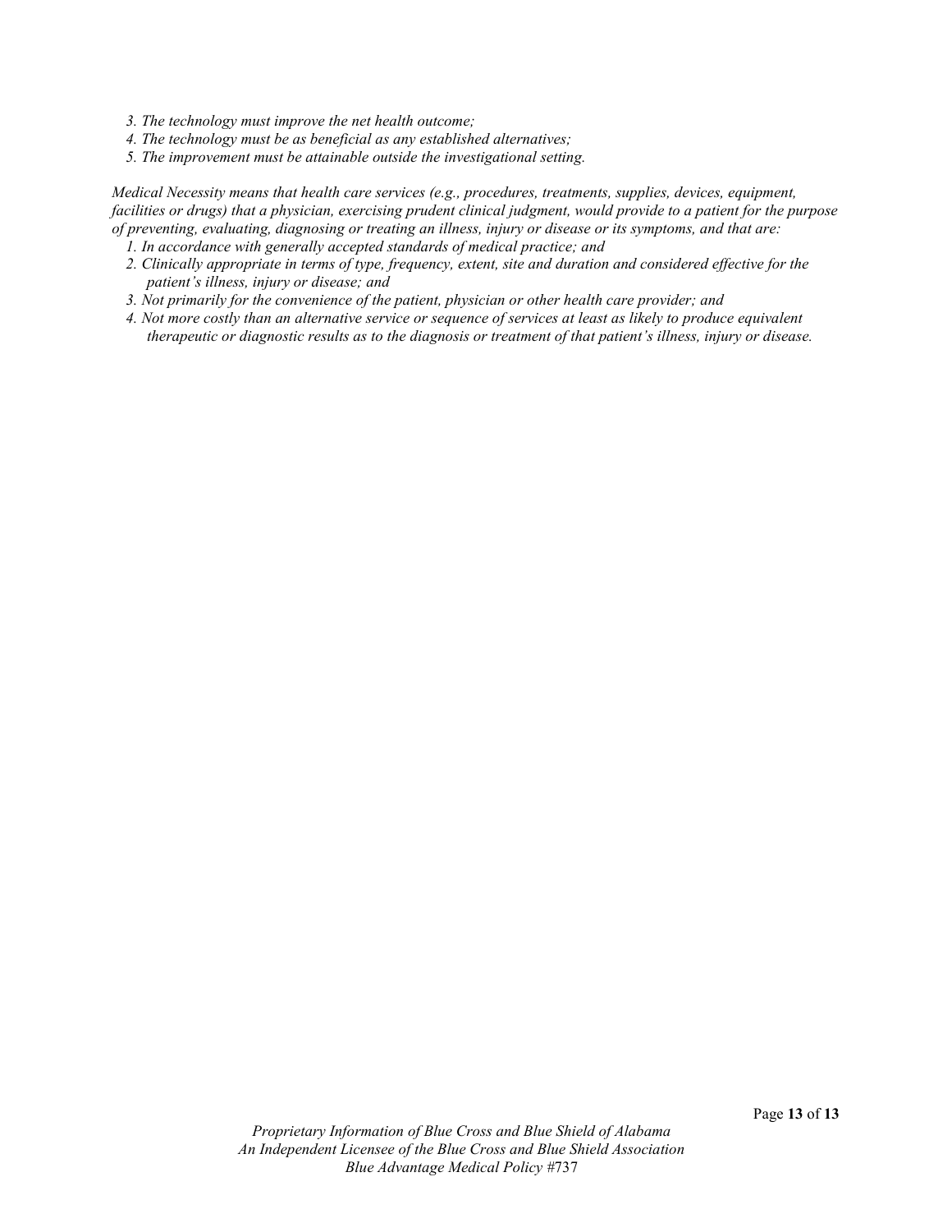3. *The technology must improve the net health outcome;*
4. *The technology must be as beneficial as any established alternatives;*
5. *The improvement must be attainable outside the investigational setting.*

*Medical Necessity means that health care services (e.g., procedures, treatments, supplies, devices, equipment, facilities or drugs) that a physician, exercising prudent clinical judgment, would provide to a patient for the purpose of preventing, evaluating, diagnosing or treating an illness, injury or disease or its symptoms, and that are:*

1. *In accordance with generally accepted standards of medical practice; and*
2. *Clinically appropriate in terms of type, frequency, extent, site and duration and considered effective for the patient's illness, injury or disease; and*
3. *Not primarily for the convenience of the patient, physician or other health care provider; and*
4. *Not more costly than an alternative service or sequence of services at least as likely to produce equivalent therapeutic or diagnostic results as to the diagnosis or treatment of that patient's illness, injury or disease.*